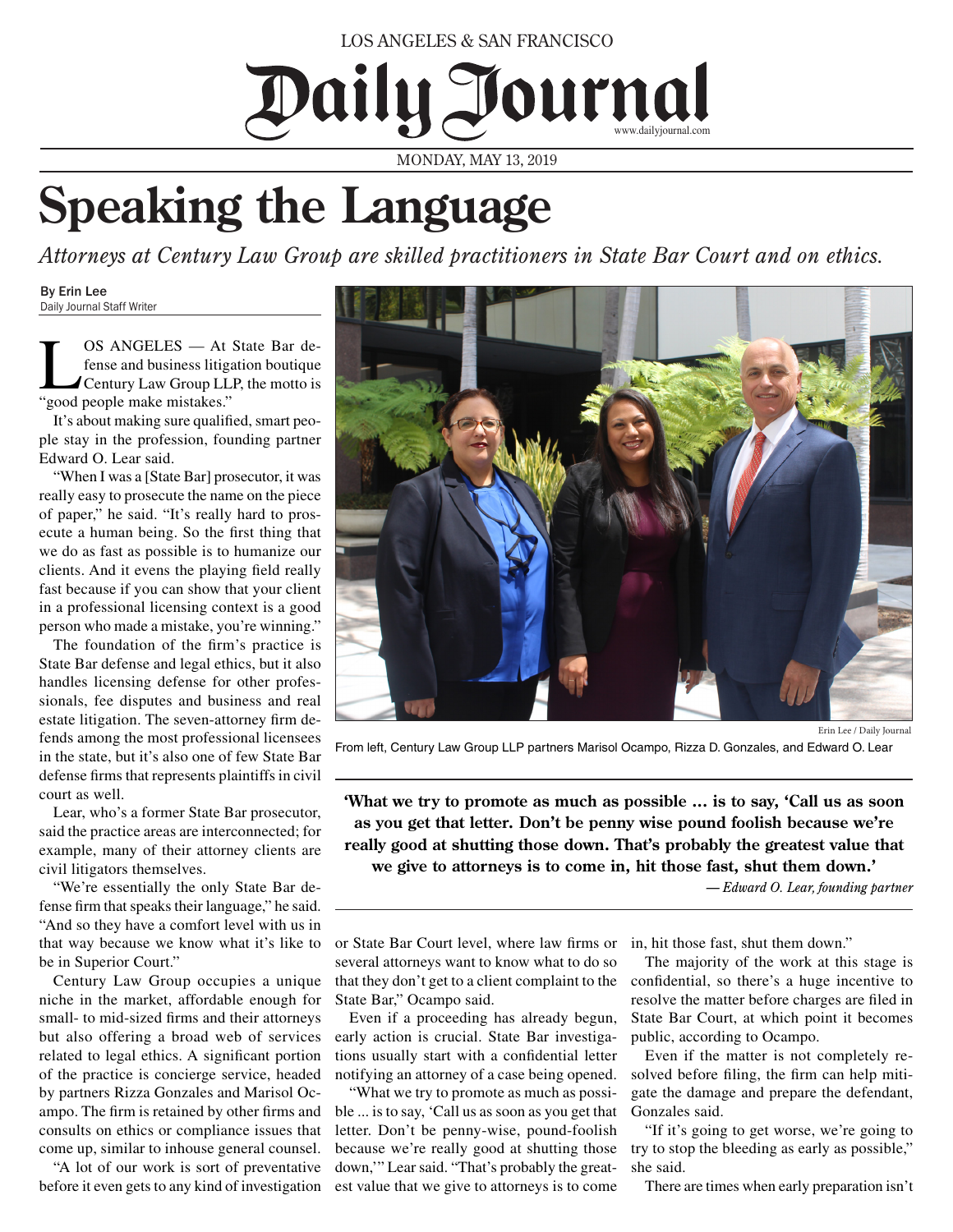LOS ANGELES & SAN FRANCISCO

# Daily Journal

www.dailyjournal.com

MONDAY, MAY 13, 2019

# Speaking the Language

*Attorneys at Century Law Group are skilled practitioners in State Bar Court and on ethics.*

By Erin Lee
Daily Journal Staff Writer

LOS ANGELES — At State Bar defense and business litigation boutique Century Law Group LLP, the motto is "good people make mistakes."

It's about making sure qualified, smart people stay in the profession, founding partner Edward O. Lear said.

"When I was a [State Bar] prosecutor, it was really easy to prosecute the name on the piece of paper," he said. "It's really hard to prosecute a human being. So the first thing that we do as fast as possible is to humanize our clients. And it evens the playing field really fast because if you can show that your client in a professional licensing context is a good person who made a mistake, you're winning."

The foundation of the firm's practice is State Bar defense and legal ethics, but it also handles licensing defense for other professionals, fee disputes and business and real estate litigation. The seven-attorney firm defends among the most professional licensees in the state, but it's also one of few State Bar defense firms that represents plaintiffs in civil court as well.

Lear, who's a former State Bar prosecutor, said the practice areas are interconnected; for example, many of their attorney clients are civil litigators themselves.

"We're essentially the only State Bar defense firm that speaks their language," he said. "And so they have a comfort level with us in that way because we know what it's like to be in Superior Court."

Century Law Group occupies a unique niche in the market, affordable enough for small- to mid-sized firms and their attorneys but also offering a broad web of services related to legal ethics. A significant portion of the practice is concierge service, headed by partners Rizza Gonzales and Marisol Ocampo. The firm is retained by other firms and consults on ethics or compliance issues that come up, similar to inhouse general counsel.

"A lot of our work is sort of preventative before it even gets to any kind of investigation or State Bar Court level, where law firms or several attorneys want to know what to do so that they don't get to a client complaint to the State Bar," Ocampo said.

Erin Lee / Daily Journal

From left, Century Law Group LLP partners Marisol Ocampo, Rizza D. Gonzales, and Edward O. Lear

**'What we try to promote as much as possible … is to say, 'Call us as soon as you get that letter. Don't be penny wise pound foolish because we're really good at shutting those down. That's probably the greatest value that we give to attorneys is to come in, hit those fast, shut them down.'**

*— Edward O. Lear, founding partner*

Even if a proceeding has already begun, early action is crucial. State Bar investigations usually start with a confidential letter notifying an attorney of a case being opened.

"What we try to promote as much as possible ... is to say, 'Call us as soon as you get that letter. Don't be penny-wise, pound-foolish because we're really good at shutting those down,'" Lear said. "That's probably the greatest value that we give to attorneys is to come in, hit those fast, shut them down."

The majority of the work at this stage is confidential, so there's a huge incentive to resolve the matter before charges are filed in State Bar Court, at which point it becomes public, according to Ocampo.

Even if the matter is not completely resolved before filing, the firm can help mitigate the damage and prepare the defendant, Gonzales said.

"If it's going to get worse, we're going to try to stop the bleeding as early as possible," she said.

There are times when early preparation isn't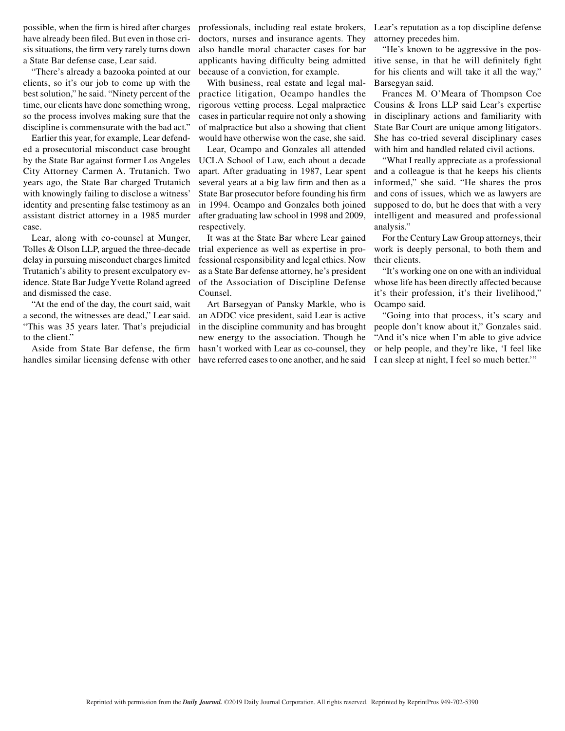possible, when the firm is hired after charges have already been filed. But even in those crisis situations, the firm very rarely turns down a State Bar defense case, Lear said.

"There's already a bazooka pointed at our clients, so it's our job to come up with the best solution," he said. "Ninety percent of the time, our clients have done something wrong, so the process involves making sure that the discipline is commensurate with the bad act."

Earlier this year, for example, Lear defended a prosecutorial misconduct case brought by the State Bar against former Los Angeles City Attorney Carmen A. Trutanich. Two years ago, the State Bar charged Trutanich with knowingly failing to disclose a witness' identity and presenting false testimony as an assistant district attorney in a 1985 murder case.

Lear, along with co-counsel at Munger, Tolles & Olson LLP, argued the three-decade delay in pursuing misconduct charges limited Trutanich's ability to present exculpatory evidence. State Bar Judge Yvette Roland agreed and dismissed the case.

"At the end of the day, the court said, wait a second, the witnesses are dead," Lear said. "This was 35 years later. That's prejudicial to the client."

Aside from State Bar defense, the firm handles similar licensing defense with other professionals, including real estate brokers, doctors, nurses and insurance agents. They also handle moral character cases for bar applicants having difficulty being admitted because of a conviction, for example.

With business, real estate and legal malpractice litigation, Ocampo handles the rigorous vetting process. Legal malpractice cases in particular require not only a showing of malpractice but also a showing that client would have otherwise won the case, she said.

Lear, Ocampo and Gonzales all attended UCLA School of Law, each about a decade apart. After graduating in 1987, Lear spent several years at a big law firm and then as a State Bar prosecutor before founding his firm in 1994. Ocampo and Gonzales both joined after graduating law school in 1998 and 2009, respectively.

It was at the State Bar where Lear gained trial experience as well as expertise in professional responsibility and legal ethics. Now as a State Bar defense attorney, he's president of the Association of Discipline Defense Counsel.

Art Barsegyan of Pansky Markle, who is an ADDC vice president, said Lear is active in the discipline community and has brought new energy to the association. Though he hasn't worked with Lear as co-counsel, they have referred cases to one another, and he said Lear's reputation as a top discipline defense attorney precedes him.

"He's known to be aggressive in the positive sense, in that he will definitely fight for his clients and will take it all the way," Barsegyan said.

Frances M. O'Meara of Thompson Coe Cousins & Irons LLP said Lear's expertise in disciplinary actions and familiarity with State Bar Court are unique among litigators. She has co-tried several disciplinary cases with him and handled related civil actions.

"What I really appreciate as a professional and a colleague is that he keeps his clients informed," she said. "He shares the pros and cons of issues, which we as lawyers are supposed to do, but he does that with a very intelligent and measured and professional analysis."

For the Century Law Group attorneys, their work is deeply personal, to both them and their clients.

"It's working one on one with an individual whose life has been directly affected because it's their profession, it's their livelihood," Ocampo said.

"Going into that process, it's scary and people don't know about it," Gonzales said. "And it's nice when I'm able to give advice or help people, and they're like, 'I feel like I can sleep at night, I feel so much better.'"

Reprinted with permission from the ***Daily Journal.*** ©2019 Daily Journal Corporation. All rights reserved. Reprinted by ReprintPros 949-702-5390